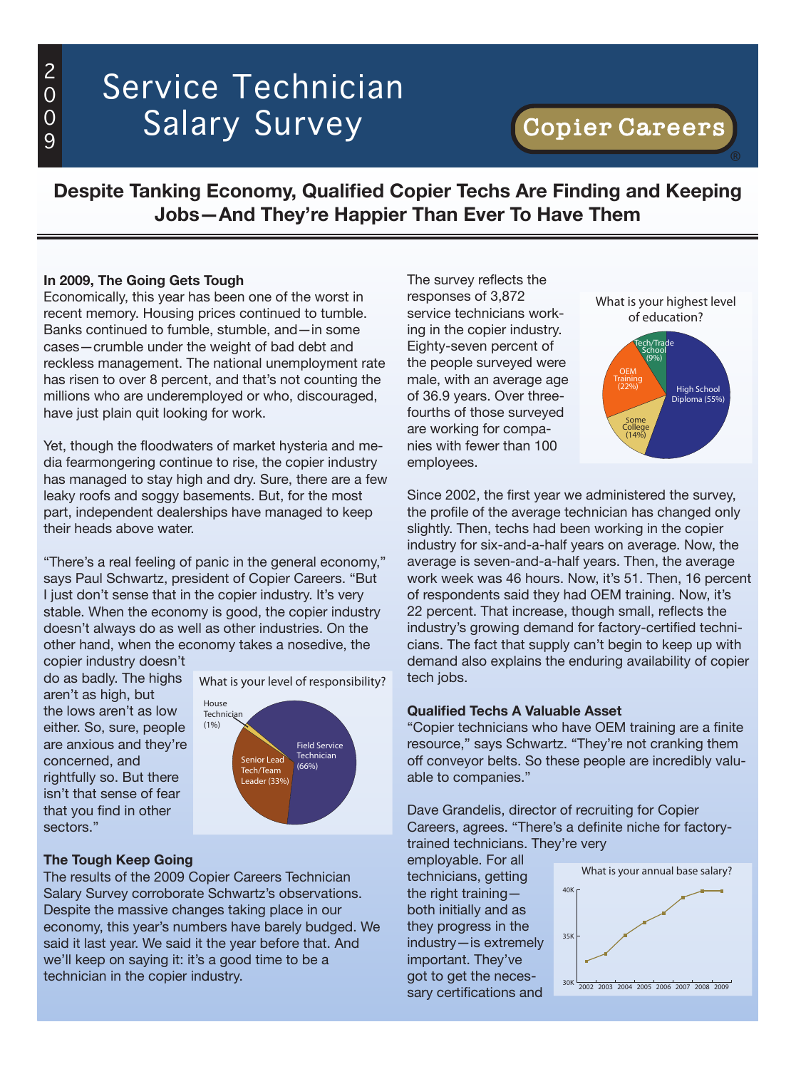# Service Technician Salary Survey

2009

Copier Careers®

## Despite Tanking Economy, Qualified Copier Techs Are Finding and Keeping Jobs—And They're Happier Than Ever To Have Them

**In 2009, The Going Gets Tough**

Economically, this year has been one of the worst in recent memory. Housing prices continued to tumble. Banks continued to fumble, stumble, and—in some cases—crumble under the weight of bad debt and reckless management. The national unemployment rate has risen to over 8 percent, and that's not counting the millions who are underemployed or who, discouraged, have just plain quit looking for work.

Yet, though the floodwaters of market hysteria and media fearmongering continue to rise, the copier industry has managed to stay high and dry. Sure, there are a few leaky roofs and soggy basements. But, for the most part, independent dealerships have managed to keep their heads above water.

"There's a real feeling of panic in the general economy," says Paul Schwartz, president of Copier Careers. "But I just don't sense that in the copier industry. It's very stable. When the economy is good, the copier industry doesn't always do as well as other industries. On the other hand, when the economy takes a nosedive, the copier industry doesn't do as badly. The highs aren't as high, but the lows aren't as low either. So, sure, people are anxious and they're concerned, and rightfully so. But there isn't that sense of fear that you find in other sectors."

What is your level of responsibility?

- Field Service Technician (66%)
- Senior Lead Tech/Team Leader (33%)
- House Technician (1%)

**The Tough Keep Going**

The results of the 2009 Copier Careers Technician Salary Survey corroborate Schwartz's observations. Despite the massive changes taking place in our economy, this year's numbers have barely budged. We said it last year. We said it the year before that. And we'll keep on saying it: it's a good time to be a technician in the copier industry.

The survey reflects the responses of 3,872 service technicians working in the copier industry. Eighty-seven percent of the people surveyed were male, with an average age of 36.9 years. Over three-fourths of those surveyed are working for companies with fewer than 100 employees.

What is your highest level of education?

- High School Diploma (55%)
- OEM Training (22%)
- Some College (14%)
- Tech/Trade School (9%)

Since 2002, the first year we administered the survey, the profile of the average technician has changed only slightly. Then, techs had been working in the copier industry for six-and-a-half years on average. Now, the average is seven-and-a-half years. Then, the average work week was 46 hours. Now, it's 51. Then, 16 percent of respondents said they had OEM training. Now, it's 22 percent. That increase, though small, reflects the industry's growing demand for factory-certified technicians. The fact that supply can't begin to keep up with demand also explains the enduring availability of copier tech jobs.

**Qualified Techs A Valuable Asset**

"Copier technicians who have OEM training are a finite resource," says Schwartz. "They're not cranking them off conveyor belts. So these people are incredibly valuable to companies."

Dave Grandelis, director of recruiting for Copier Careers, agrees. "There's a definite niche for factory-trained technicians. They're very employable. For all technicians, getting the right training—both initially and as they progress in the industry—is extremely important. They've got to get the necessary certifications and

What is your annual base salary? (chart: 2002–2009, axis 30K–40K)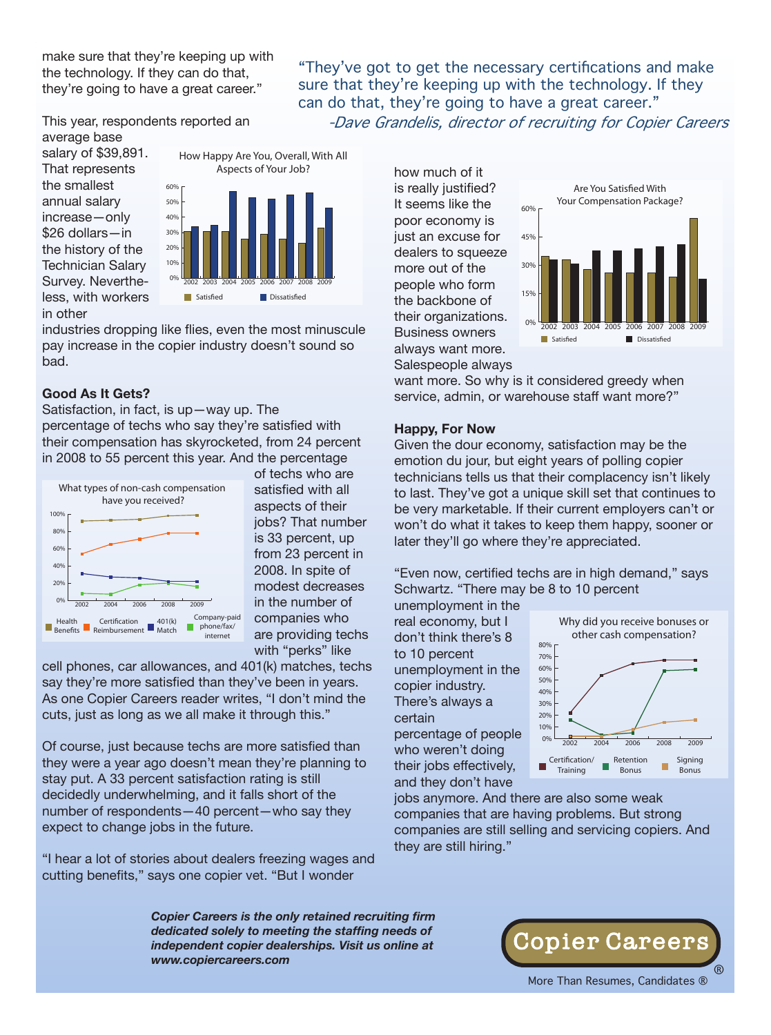make sure that they're keeping up with the technology. If they can do that, they're going to have a great career."

"They've got to get the necessary certifications and make sure that they're keeping up with the technology. If they can do that, they're going to have a great career."
*-Dave Grandelis, director of recruiting for Copier Careers*

This year, respondents reported an average base salary of $39,891. That represents the smallest annual salary increase—only $26 dollars—in the history of the Technician Salary Survey. Nevertheless, with workers in other industries dropping like flies, even the most minuscule pay increase in the copier industry doesn't sound so bad.

How Happy Are You, Overall, With All Aspects of Your Job?
60%
50%
40%
30%
20%
10%
0%
2002 2003 2004 2005 2006 2007 2008 2009
Satisfied
Dissatisfied

## Good As It Gets?

Satisfaction, in fact, is up—way up. The percentage of techs who say they're satisfied with their compensation has skyrocketed, from 24 percent in 2008 to 55 percent this year. And the percentage of techs who are satisfied with all aspects of their jobs? That number is 33 percent, up from 23 percent in 2008. In spite of modest decreases in the number of companies who are providing techs with "perks" like cell phones, car allowances, and 401(k) matches, techs say they're more satisfied than they've been in years. As one Copier Careers reader writes, "I don't mind the cuts, just as long as we all make it through this."

What types of non-cash compensation have you received?
100%
80%
60%
40%
20%
0%
2002 2004 2006 2008 2009
Health Benefits
Certification Reimbursement
401(k) Match
Company-paid phone/fax/internet

Of course, just because techs are more satisfied than they were a year ago doesn't mean they're planning to stay put. A 33 percent satisfaction rating is still decidedly underwhelming, and it falls short of the number of respondents—40 percent—who say they expect to change jobs in the future.

"I hear a lot of stories about dealers freezing wages and cutting benefits," says one copier vet. "But I wonder how much of it is really justified? It seems like the poor economy is just an excuse for dealers to squeeze more out of the people who form the backbone of their organizations. Business owners always want more. Salespeople always want more. So why is it considered greedy when service, admin, or warehouse staff want more?"

Are You Satisfied With Your Compensation Package?
60%
45%
30%
15%
0%
2002 2003 2004 2005 2006 2007 2008 2009
Satisfied
Dissatisfied

## Happy, For Now

Given the dour economy, satisfaction may be the emotion du jour, but eight years of polling copier technicians tells us that their complacency isn't likely to last. They've got a unique skill set that continues to be very marketable. If their current employers can't or won't do what it takes to keep them happy, sooner or later they'll go where they're appreciated.

"Even now, certified techs are in high demand," says Schwartz. "There may be 8 to 10 percent unemployment in the real economy, but I don't think there's 8 to 10 percent unemployment in the copier industry. There's always a certain percentage of people who weren't doing their jobs effectively, and they don't have jobs anymore. And there are also some weak companies that are having problems. But strong companies are still selling and servicing copiers. And they are still hiring."

Why did you receive bonuses or other cash compensation?
80%
70%
60%
50%
40%
30%
20%
10%
0%
2002 2004 2006 2008 2009
Certification/ Training
Retention Bonus
Signing Bonus

***Copier Careers is the only retained recruiting firm dedicated solely to meeting the staffing needs of independent copier dealerships. Visit us online at www.copiercareers.com***

Copier Careers®
More Than Resumes, Candidates ®